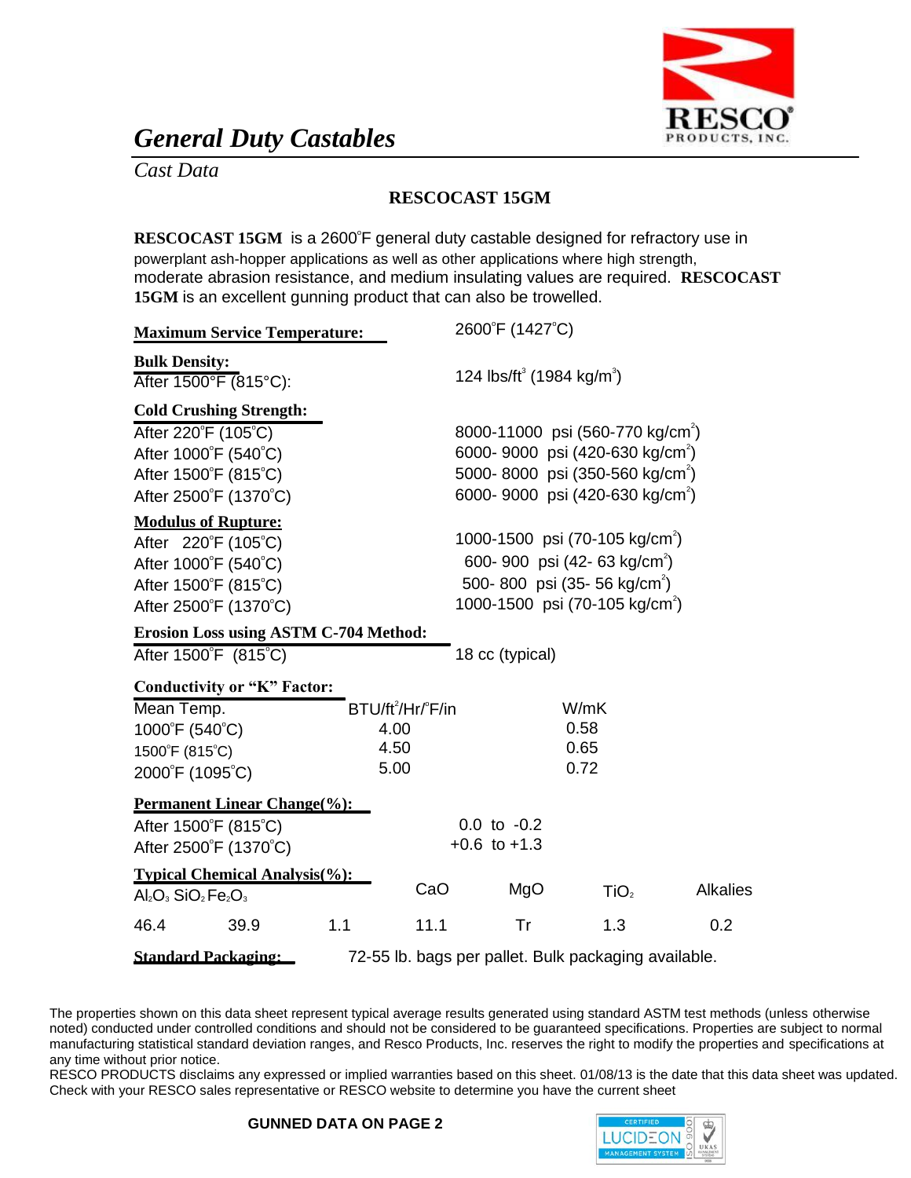# General Duty Castables

*Cast Data*

## RESCOCAST 15GM

**RESCOCAST 15GM** is a 2600°F general duty castable designed for refractory use in powerplant ash-hopper applications as well as other applications where high strength, moderate abrasion resistance, and medium insulating values are required. **RESCOCAST 15GM** is an excellent gunning product that can also be trowelled.

**Maximum Service Temperature:** 2600°F (1427°C)

**Bulk Density:**

| | |
|---|---|
| After 1500°F (815°C): | 124 lbs/ft$^3$ (1984 kg/m$^3$) |

**Cold Crushing Strength:**

| | |
|---|---|
| After 220°F (105°C) | 8000-11000 psi (560-770 kg/cm$^2$) |
| After 1000°F (540°C) | 6000- 9000 psi (420-630 kg/cm$^2$) |
| After 1500°F (815°C) | 5000- 8000 psi (350-560 kg/cm$^2$) |
| After 2500°F (1370°C) | 6000- 9000 psi (420-630 kg/cm$^2$) |

**Modulus of Rupture:**

| | |
|---|---|
| After 220°F (105°C) | 1000-1500 psi (70-105 kg/cm$^2$) |
| After 1000°F (540°C) | 600- 900 psi (42- 63 kg/cm$^2$) |
| After 1500°F (815°C) | 500- 800 psi (35- 56 kg/cm$^2$) |
| After 2500°F (1370°C) | 1000-1500 psi (70-105 kg/cm$^2$) |

**Erosion Loss using ASTM C-704 Method:**

| | |
|---|---|
| After 1500°F (815°C) | 18 cc (typical) |

**Conductivity or "K" Factor:**

| Mean Temp. | BTU/ft$^2$/Hr/°F/in | W/mK |
|---|---|---|
| 1000°F (540°C) | 4.00 | 0.58 |
| 1500°F (815°C) | 4.50 | 0.65 |
| 2000°F (1095°C) | 5.00 | 0.72 |

**Permanent Linear Change(%):**

| | |
|---|---|
| After 1500°F (815°C) | 0.0 to -0.2 |
| After 2500°F (1370°C) | +0.6 to +1.3 |

**Typical Chemical Analysis(%):**

| $Al_2O_3$ | $SiO_2$ | $Fe_2O_3$ | CaO | MgO | $TiO_2$ | Alkalies |
|---|---|---|---|---|---|---|
| 46.4 | 39.9 | 1.1 | 11.1 | Tr | 1.3 | 0.2 |

**Standard Packaging:** 72-55 lb. bags per pallet. Bulk packaging available.

The properties shown on this data sheet represent typical average results generated using standard ASTM test methods (unless otherwise noted) conducted under controlled conditions and should not be considered to be guaranteed specifications. Properties are subject to normal manufacturing statistical standard deviation ranges, and Resco Products, Inc. reserves the right to modify the properties and specifications at any time without prior notice.

RESCO PRODUCTS disclaims any expressed or implied warranties based on this sheet. 01/08/13 is the date that this data sheet was updated. Check with your RESCO sales representative or RESCO website to determine you have the current sheet

**GUNNED DATA ON PAGE 2**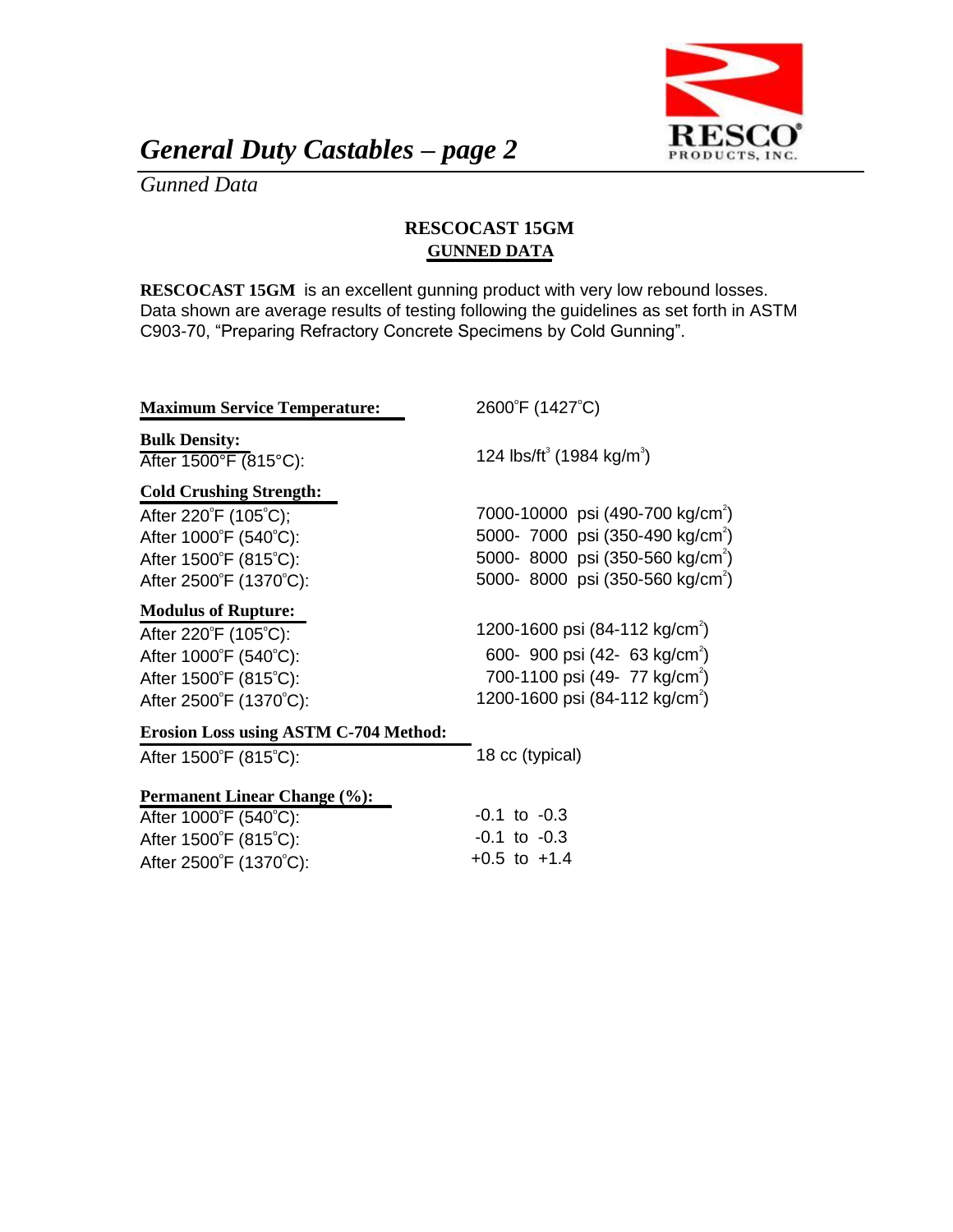# General Duty Castables – page 2

*Gunned Data*

## RESCOCAST 15GM
**GUNNED DATA**

**RESCOCAST 15GM** is an excellent gunning product with very low rebound losses. Data shown are average results of testing following the guidelines as set forth in ASTM C903-70, "Preparing Refractory Concrete Specimens by Cold Gunning".

| | |
|---|---|
| **Maximum Service Temperature:** | 2600°F (1427°C) |
| **Bulk Density:** | |
| After 1500°F (815°C): | 124 lbs/ft$^3$ (1984 kg/m$^3$) |
| **Cold Crushing Strength:** | |
| After 220°F (105°C); | 7000-10000 psi (490-700 kg/cm$^2$) |
| After 1000°F (540°C): | 5000- 7000 psi (350-490 kg/cm$^2$) |
| After 1500°F (815°C): | 5000- 8000 psi (350-560 kg/cm$^2$) |
| After 2500°F (1370°C): | 5000- 8000 psi (350-560 kg/cm$^2$) |
| **Modulus of Rupture:** | |
| After 220°F (105°C): | 1200-1600 psi (84-112 kg/cm$^2$) |
| After 1000°F (540°C): | 600- 900 psi (42- 63 kg/cm$^2$) |
| After 1500°F (815°C): | 700-1100 psi (49- 77 kg/cm$^2$) |
| After 2500°F (1370°C): | 1200-1600 psi (84-112 kg/cm$^2$) |
| **Erosion Loss using ASTM C-704 Method:** | |
| After 1500°F (815°C): | 18 cc (typical) |
| **Permanent Linear Change (%):** | |
| After 1000°F (540°C): | -0.1 to -0.3 |
| After 1500°F (815°C): | -0.1 to -0.3 |
| After 2500°F (1370°C): | +0.5 to +1.4 |